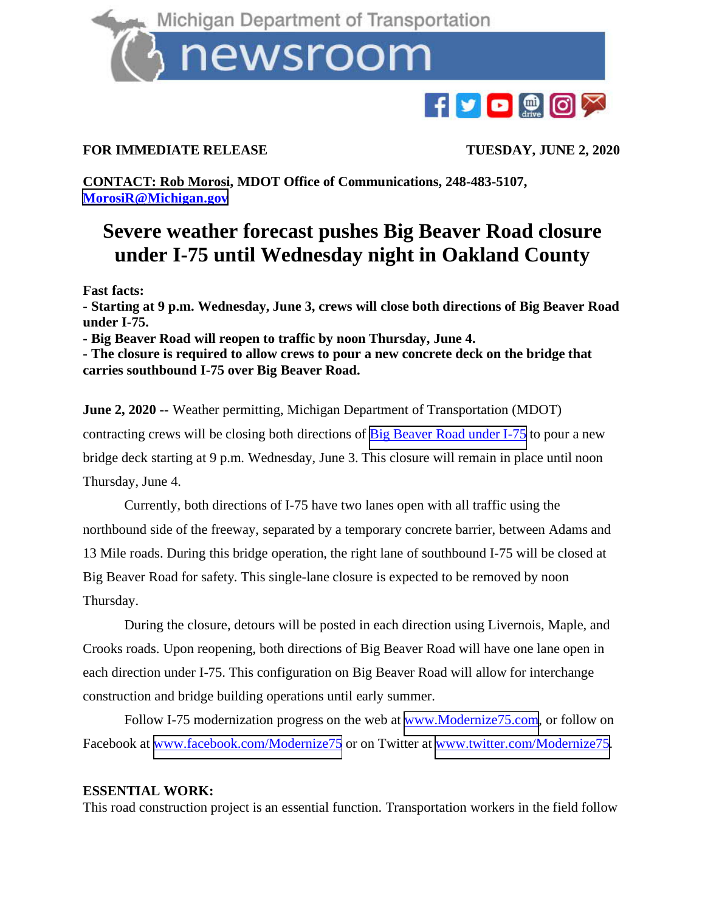Michigan Department of Transportation

newsroom

**FOR IMMEDIATE RELEASE** **TUESDAY, JUNE 2, 2020**

**CONTACT: Rob Morosi, MDOT Office of Communications, 248-483-5107, [MorosiR@Michigan.gov](mailto:MorosiR@Michigan.gov)**

# Severe weather forecast pushes Big Beaver Road closure under I-75 until Wednesday night in Oakland County

**Fast facts:**
**- Starting at 9 p.m. Wednesday, June 3, crews will close both directions of Big Beaver Road under I-75.**
**- Big Beaver Road will reopen to traffic by noon Thursday, June 4.**
**- The closure is required to allow crews to pour a new concrete deck on the bridge that carries southbound I-75 over Big Beaver Road.**

**June 2, 2020 --** Weather permitting, Michigan Department of Transportation (MDOT) contracting crews will be closing both directions of Big Beaver Road under I-75 to pour a new bridge deck starting at 9 p.m. Wednesday, June 3. This closure will remain in place until noon Thursday, June 4.

Currently, both directions of I-75 have two lanes open with all traffic using the northbound side of the freeway, separated by a temporary concrete barrier, between Adams and 13 Mile roads. During this bridge operation, the right lane of southbound I-75 will be closed at Big Beaver Road for safety. This single-lane closure is expected to be removed by noon Thursday.

During the closure, detours will be posted in each direction using Livernois, Maple, and Crooks roads. Upon reopening, both directions of Big Beaver Road will have one lane open in each direction under I-75. This configuration on Big Beaver Road will allow for interchange construction and bridge building operations until early summer.

Follow I-75 modernization progress on the web at www.Modernize75.com, or follow on Facebook at www.facebook.com/Modernize75 or on Twitter at www.twitter.com/Modernize75.

**ESSENTIAL WORK:**
This road construction project is an essential function. Transportation workers in the field follow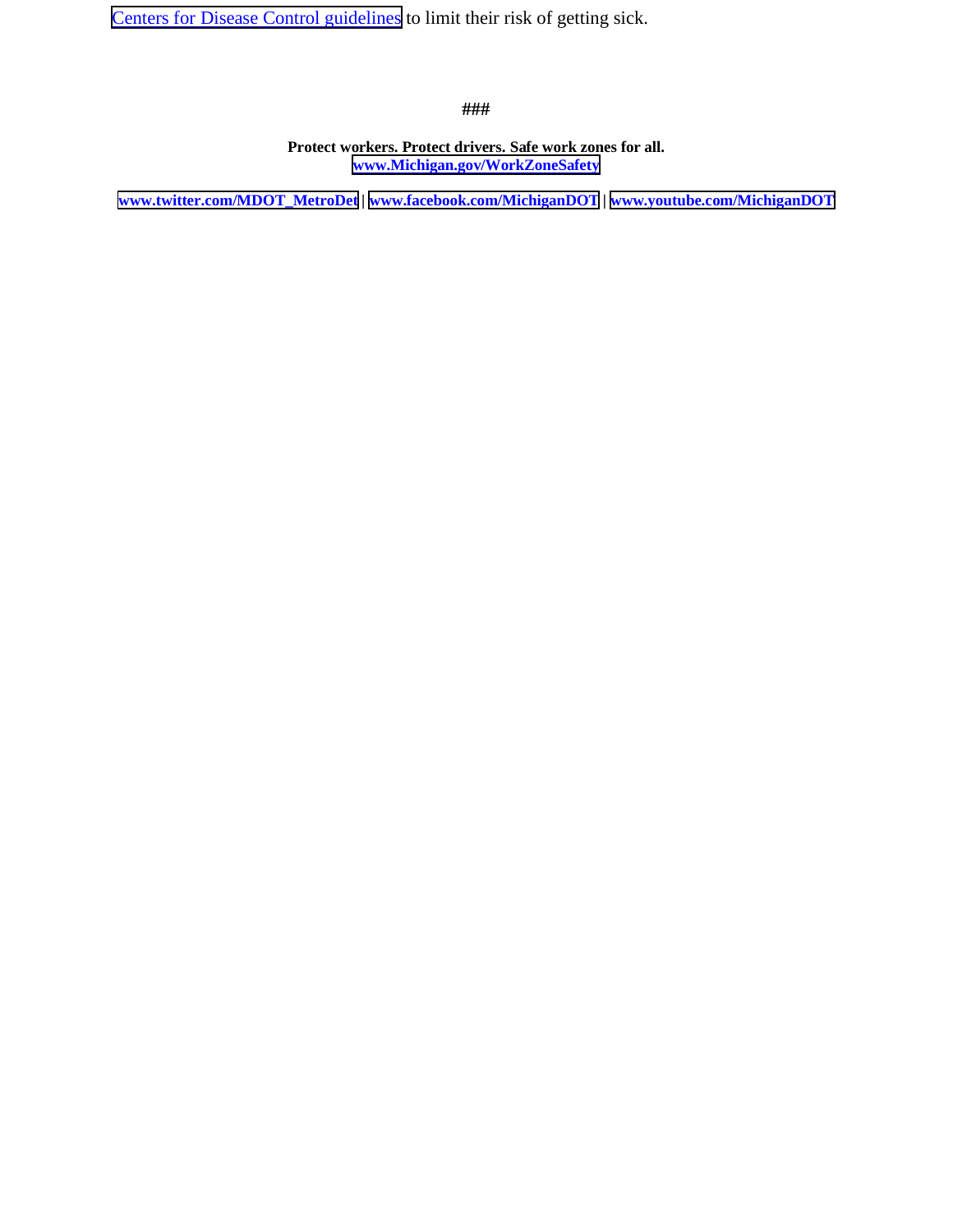Centers for Disease Control guidelines to limit their risk of getting sick.

###

**Protect workers. Protect drivers. Safe work zones for all.**
**www.Michigan.gov/WorkZoneSafety**

**www.twitter.com/MDOT_MetroDet | www.facebook.com/MichiganDOT | www.youtube.com/MichiganDOT**